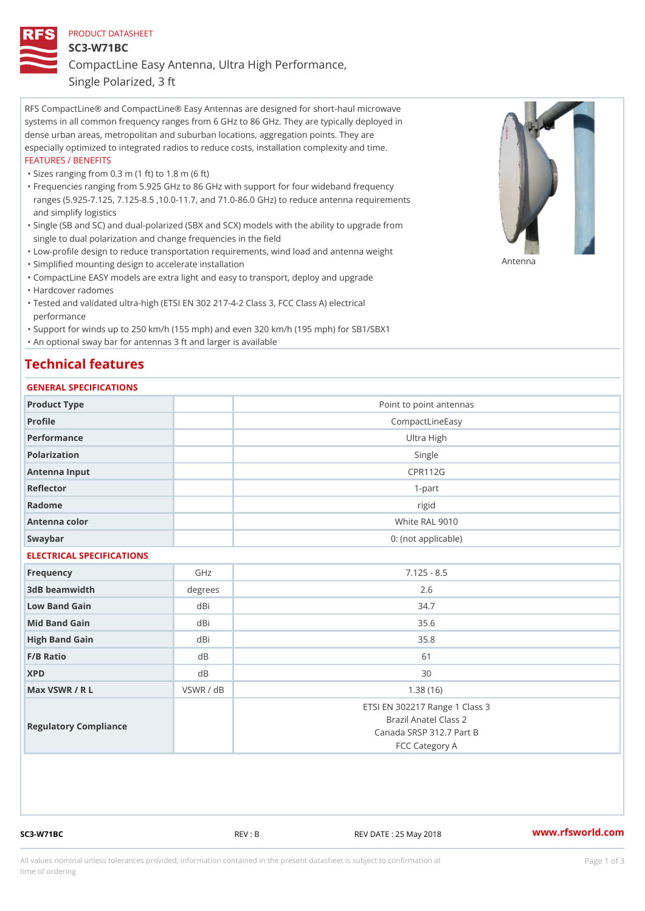PRODUCT DATASHEET

# SC3-W71BC

## CompactLine Easy Antenna, Ultra High Performance, Single Polarized, 3 ft

RFS CompactLine® and CompactLine® Easy Antennas are designed for short-haul microwave systems in all common frequency ranges from 6 GHz to 86 GHz. They are typically deployed in dense urban areas, metropolitan and suburban locations, aggregation points. They are especially optimized to integrated radios to reduce costs, installation complexity and time.

FEATURES / BENEFITS

- Sizes ranging from 0.3 m (1 ft) to 1.8 m (6 ft)
- Frequencies ranging from 5.925 GHz to 86 GHz with support for four wideband frequency ranges (5.925-7.125, 7.125-8.5 ,10.0-11.7, and 71.0-86.0 GHz) to reduce antenna requirements and simplify logistics
- Single (SB and SC) and dual-polarized (SBX and SCX) models with the ability to upgrade from single to dual polarization and change frequencies in the field
- Low-profile design to reduce transportation requirements, wind load and antenna weight
- Simplified mounting design to accelerate installation
- CompactLine EASY models are extra light and easy to transport, deploy and upgrade
- Hardcover radomes
- Tested and validated ultra-high (ETSI EN 302 217-4-2 Class 3, FCC Class A) electrical performance
- Support for winds up to 250 km/h (155 mph) and even 320 km/h (195 mph) for SB1/SBX1
- An optional sway bar for antennas 3 ft and larger is available

Antenna

## Technical features

GENERAL SPECIFICATIONS

| | | |
|---|---|---|
| Product Type | | Point to point antennas |
| Profile | | CompactLineEasy |
| Performance | | Ultra High |
| Polarization | | Single |
| Antenna Input | | CPR112G |
| Reflector | | 1-part |
| Radome | | rigid |
| Antenna color | | White RAL 9010 |
| Swaybar | | 0: (not applicable) |

ELECTRICAL SPECIFICATIONS

| | | |
|---|---|---|
| Frequency | GHz | 7.125 - 8.5 |
| 3dB beamwidth | degrees | 2.6 |
| Low Band Gain | dBi | 34.7 |
| Mid Band Gain | dBi | 35.6 |
| High Band Gain | dBi | 35.8 |
| F/B Ratio | dB | 61 |
| XPD | dB | 30 |
| Max VSWR / R L | VSWR / dB | 1.38 (16) |
| Regulatory Compliance | | ETSI EN 302217 Range 1 Class 3<br>Brazil Anatel Class 2<br>Canada SRSP 312.7 Part B<br>FCC Category A |

SC3-W71BC REV : B REV DATE : 25 May 2018 www.rfsworld.com

All values nominal unless tolerances provided; information contained in the present datasheet is subject to confirmation at time of ordering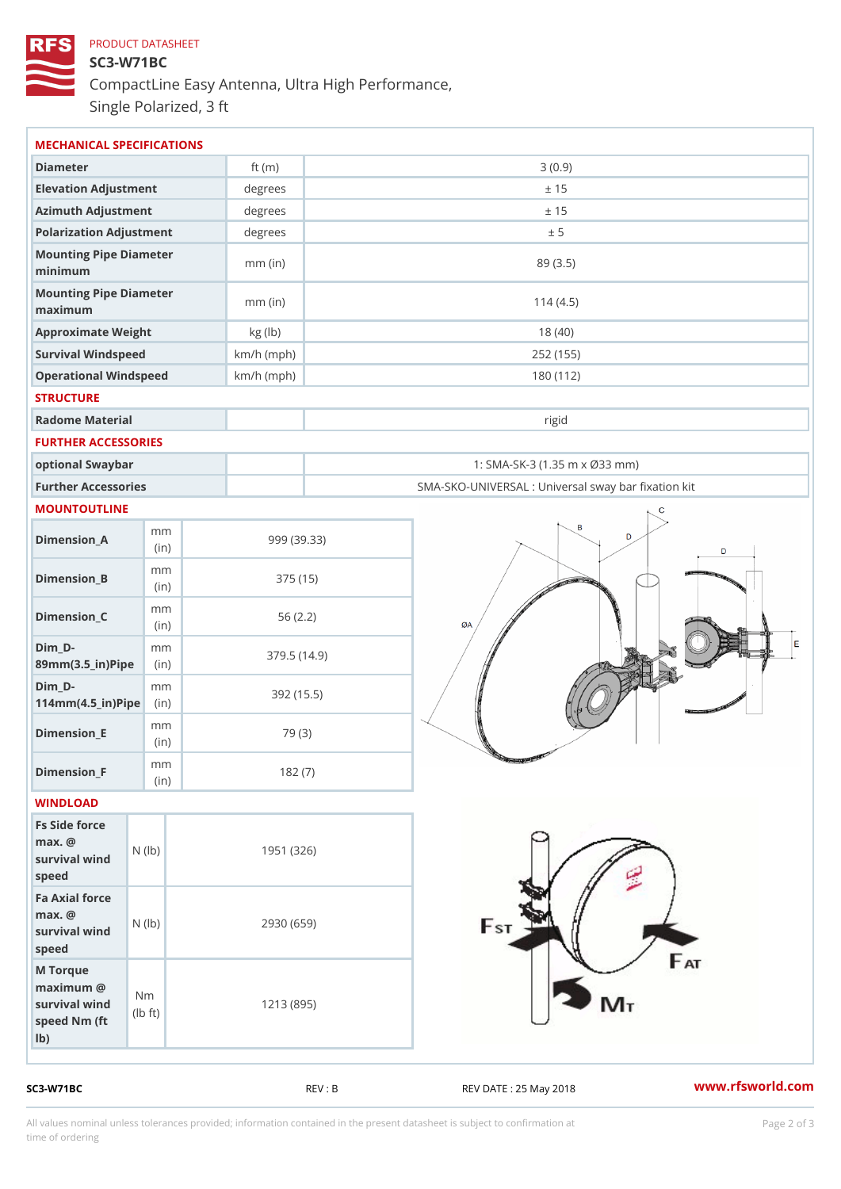PRODUCT DATASHEET

# SC3-W71BC

## CompactLine Easy Antenna, Ultra High Performance, Single Polarized, 3 ft

### MECHANICAL SPECIFICATIONS

| | | |
|---|---|---|
| Diameter | ft (m) | 3 (0.9) |
| Elevation Adjustment | degrees | ± 15 |
| Azimuth Adjustment | degrees | ± 15 |
| Polarization Adjustment | degrees | ± 5 |
| Mounting Pipe Diameter minimum | mm (in) | 89 (3.5) |
| Mounting Pipe Diameter maximum | mm (in) | 114 (4.5) |
| Approximate Weight | kg (lb) | 18 (40) |
| Survival Windspeed | km/h (mph) | 252 (155) |
| Operational Windspeed | km/h (mph) | 180 (112) |

### STRUCTURE

| | | |
|---|---|---|
| Radome Material | | rigid |

### FURTHER ACCESSORIES

| | | |
|---|---|---|
| optional Swaybar | | 1: SMA-SK-3 (1.35 m x Ø33 mm) |
| Further Accessories | | SMA-SKO-UNIVERSAL : Universal sway bar fixation kit |

### MOUNTOUTLINE

| | | |
|---|---|---|
| Dimension_A | mm (in) | 999 (39.33) |
| Dimension_B | mm (in) | 375 (15) |
| Dimension_C | mm (in) | 56 (2.2) |
| Dim_D-89mm(3.5_in)Pipe | mm (in) | 379.5 (14.9) |
| Dim_D-114mm(4.5_in)Pipe | mm (in) | 392 (15.5) |
| Dimension_E | mm (in) | 79 (3) |
| Dimension_F | mm (in) | 182 (7) |

### WINDLOAD

| | | |
|---|---|---|
| Fs Side force max. @ survival wind speed | N (lb) | 1951 (326) |
| Fa Axial force max. @ survival wind speed | N (lb) | 2930 (659) |
| M Torque maximum @ survival wind speed Nm (ft lb) | Nm (lb ft) | 1213 (895) |

SC3-W71BC REV : B REV DATE : 25 May 2018 www.rfsworld.com

All values nominal unless tolerances provided; information contained in the present datasheet is subject to confirmation at time of ordering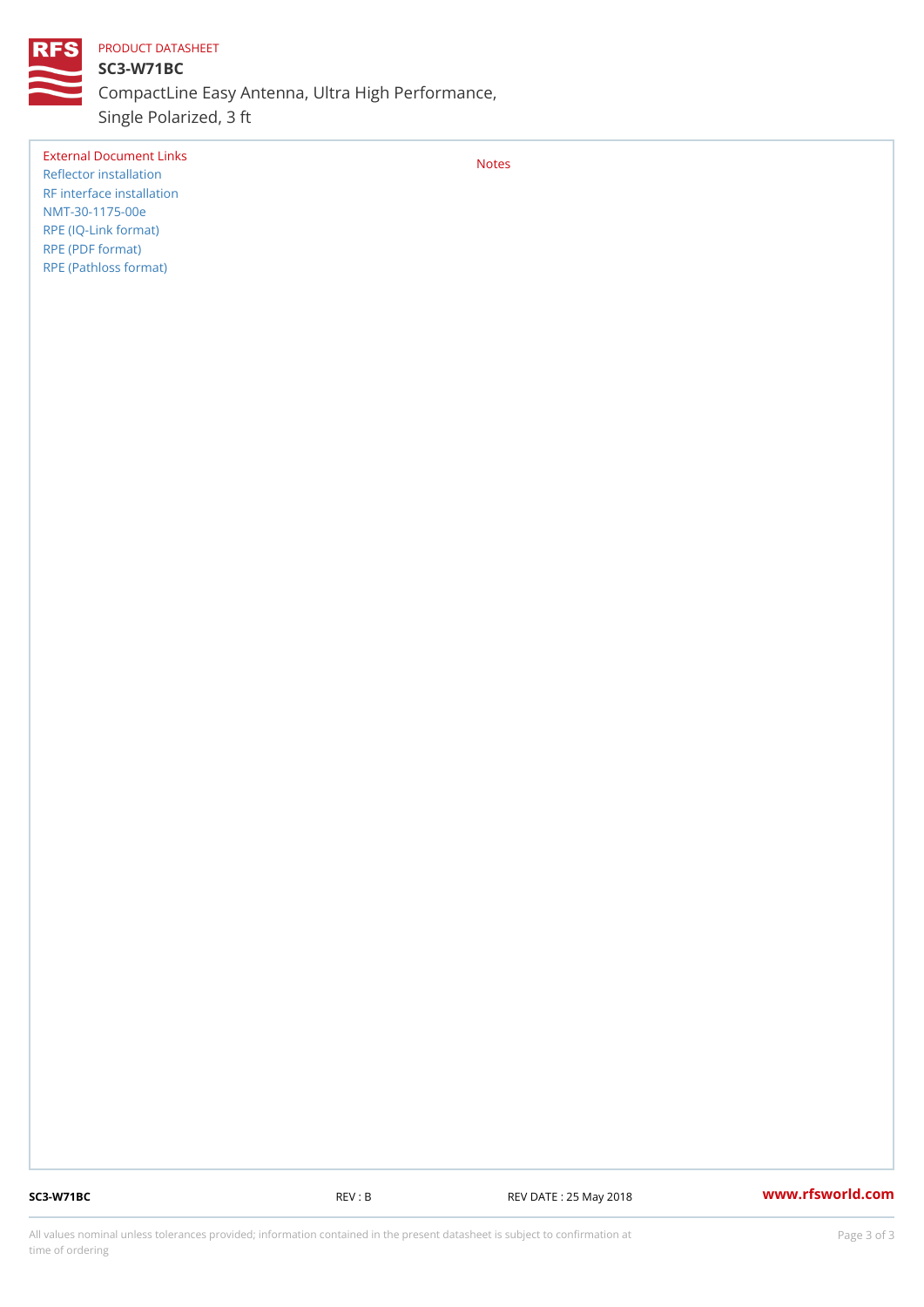PRODUCT DATASHEET

# SC3-W71BC

CompactLine Easy Antenna, Ultra High Performance, Single Polarized, 3 ft

## External Document Links

Reflector installation
RF interface installation
NMT-30-1175-00e
RPE (IQ-Link format)
RPE (PDF format)
RPE (Pathloss format)

## Notes

SC3-W71BC | REV : B | REV DATE : 25 May 2018 | www.rfsworld.com

All values nominal unless tolerances provided; information contained in the present datasheet is subject to confirmation at time of ordering